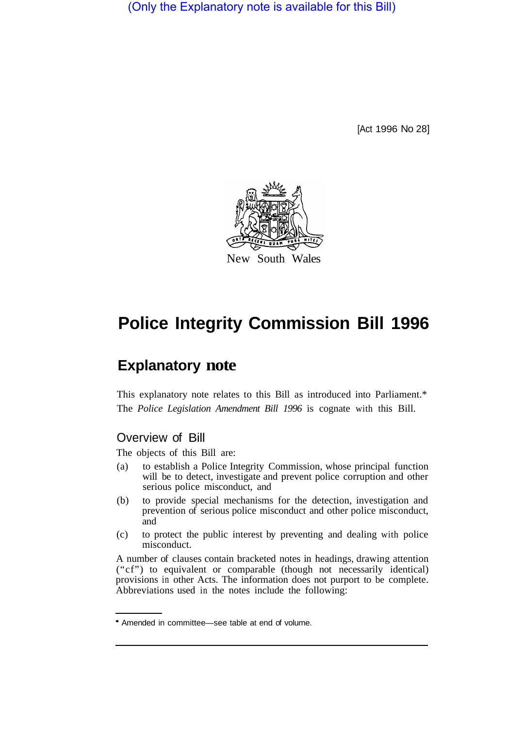(Only the Explanatory note is available for this Bill)

[Act 1996 No 28]

New South Wales

# Police Integrity Commission Bill 1996

## Explanatory note

This explanatory note relates to this Bill as introduced into Parliament.*
The *Police Legislation Amendment Bill 1996* is cognate with this Bill.

### Overview of Bill

The objects of this Bill are:

(a) to establish a Police Integrity Commission, whose principal function will be to detect, investigate and prevent police corruption and other serious police misconduct, and

(b) to provide special mechanisms for the detection, investigation and prevention of serious police misconduct and other police misconduct, and

(c) to protect the public interest by preventing and dealing with police misconduct.

A number of clauses contain bracketed notes in headings, drawing attention ("cf") to equivalent or comparable (though not necessarily identical) provisions in other Acts. The information does not purport to be complete. Abbreviations used in the notes include the following:

* Amended in committee—see table at end of volume.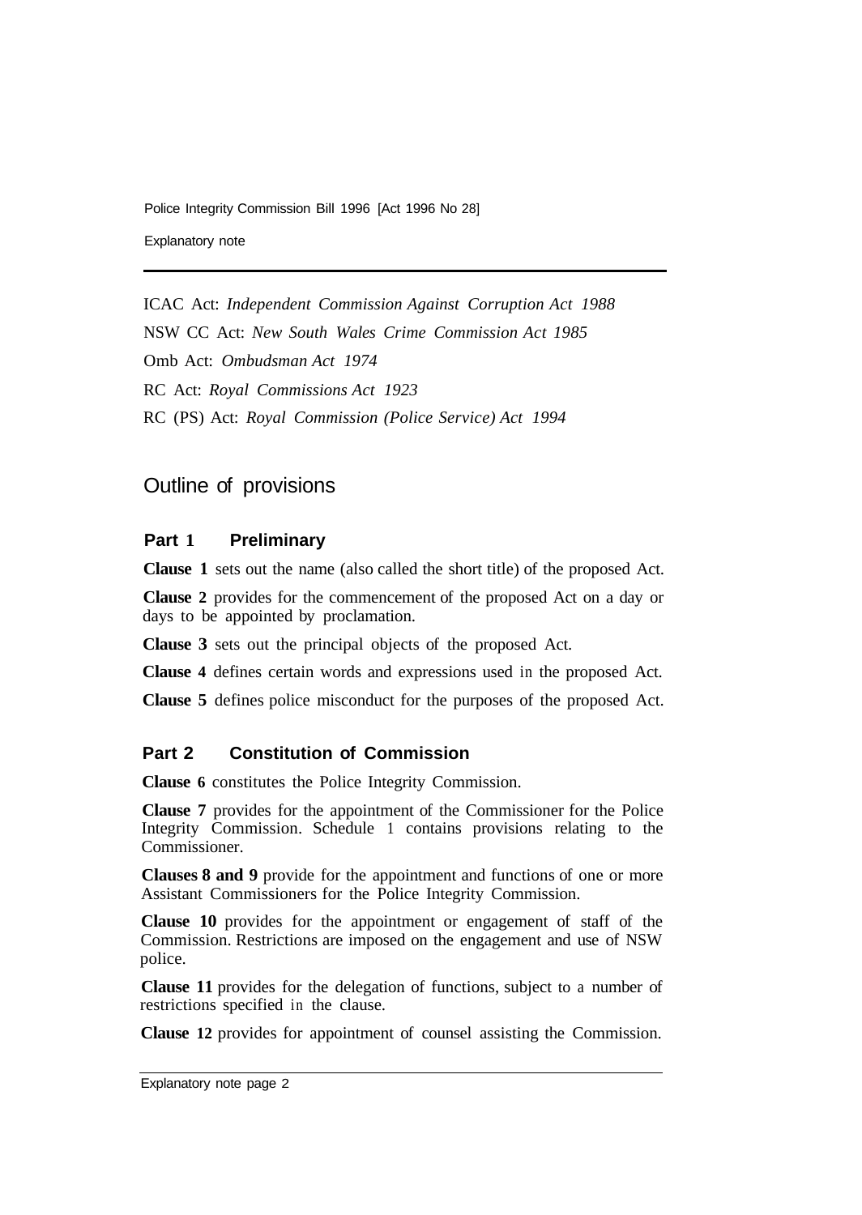ICAC Act: *Independent Commission Against Corruption Act 1988*

NSW CC Act: *New South Wales Crime Commission Act 1985*

Omb Act: *Ombudsman Act 1974*

RC Act: *Royal Commissions Act 1923*

RC (PS) Act: *Royal Commission (Police Service) Act 1994*

## Outline of provisions

### Part 1 Preliminary

**Clause 1** sets out the name (also called the short title) of the proposed Act.

**Clause 2** provides for the commencement of the proposed Act on a day or days to be appointed by proclamation.

**Clause 3** sets out the principal objects of the proposed Act.

**Clause 4** defines certain words and expressions used in the proposed Act.

**Clause 5** defines police misconduct for the purposes of the proposed Act.

### Part 2 Constitution of Commission

**Clause 6** constitutes the Police Integrity Commission.

**Clause 7** provides for the appointment of the Commissioner for the Police Integrity Commission. Schedule 1 contains provisions relating to the Commissioner.

**Clauses 8 and 9** provide for the appointment and functions of one or more Assistant Commissioners for the Police Integrity Commission.

**Clause 10** provides for the appointment or engagement of staff of the Commission. Restrictions are imposed on the engagement and use of NSW police.

**Clause 11** provides for the delegation of functions, subject to a number of restrictions specified in the clause.

**Clause 12** provides for appointment of counsel assisting the Commission.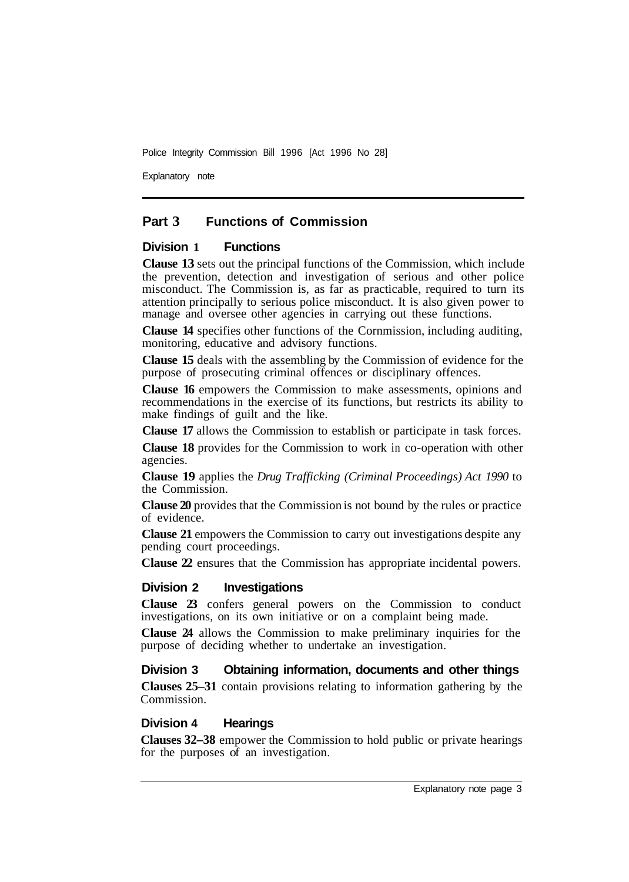## Part 3 Functions of Commission

### Division 1 Functions

**Clause 13** sets out the principal functions of the Commission, which include the prevention, detection and investigation of serious and other police misconduct. The Commission is, as far as practicable, required to turn its attention principally to serious police misconduct. It is also given power to manage and oversee other agencies in carrying out these functions.

**Clause 14** specifies other functions of the Cornmission, including auditing, monitoring, educative and advisory functions.

**Clause 15** deals with the assembling by the Commission of evidence for the purpose of prosecuting criminal offences or disciplinary offences.

**Clause 16** empowers the Commission to make assessments, opinions and recommendations in the exercise of its functions, but restricts its ability to make findings of guilt and the like.

**Clause 17** allows the Commission to establish or participate in task forces.

**Clause 18** provides for the Commission to work in co-operation with other agencies.

**Clause 19** applies the *Drug Trafficking (Criminal Proceedings) Act 1990* to the Commission.

**Clause 20** provides that the Commission is not bound by the rules or practice of evidence.

**Clause 21** empowers the Commission to carry out investigations despite any pending court proceedings.

**Clause 22** ensures that the Commission has appropriate incidental powers.

### Division 2 Investigations

**Clause 23** confers general powers on the Commission to conduct investigations, on its own initiative or on a complaint being made.

**Clause 24** allows the Commission to make preliminary inquiries for the purpose of deciding whether to undertake an investigation.

### Division 3 Obtaining information, documents and other things

**Clauses 25–31** contain provisions relating to information gathering by the Commission.

### Division 4 Hearings

**Clauses 32–38** empower the Commission to hold public or private hearings for the purposes of an investigation.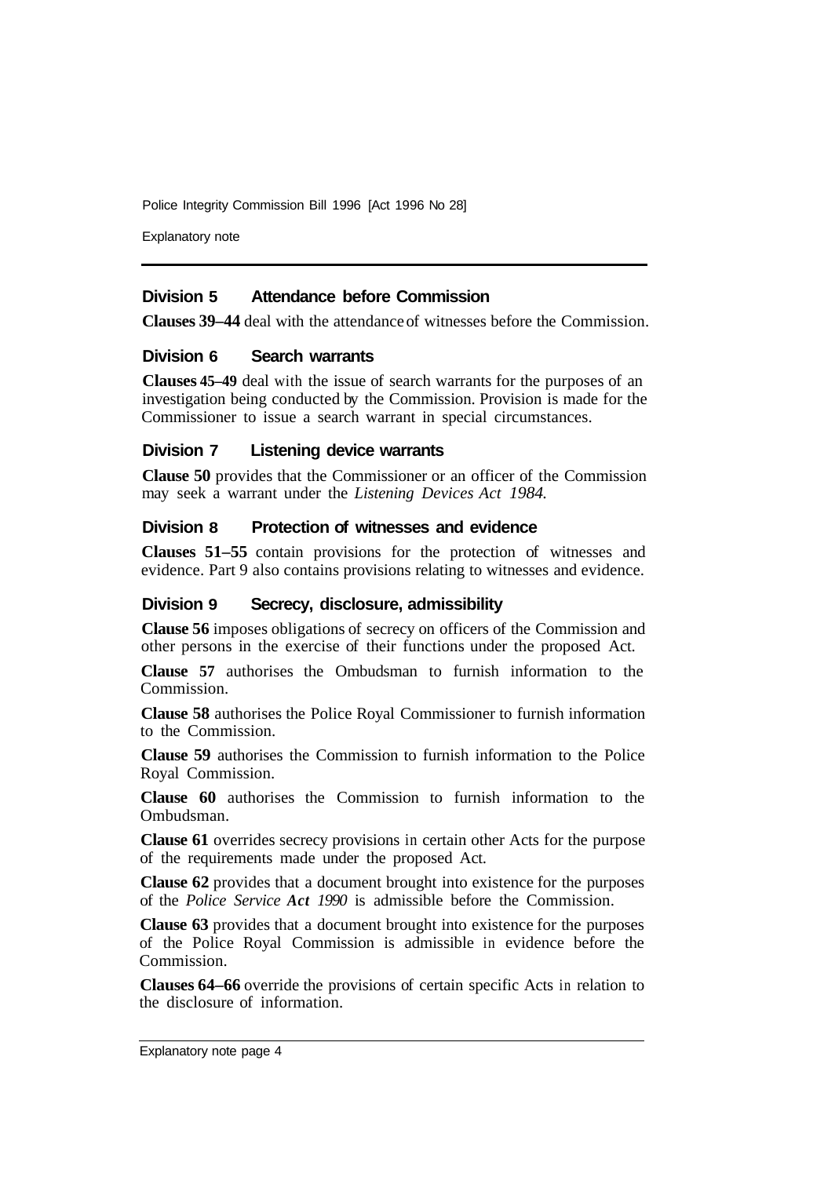### Division 5 Attendance before Commission

**Clauses 39–44** deal with the attendance of witnesses before the Commission.

### Division 6 Search warrants

**Clauses 45–49** deal with the issue of search warrants for the purposes of an investigation being conducted by the Commission. Provision is made for the Commissioner to issue a search warrant in special circumstances.

### Division 7 Listening device warrants

**Clause 50** provides that the Commissioner or an officer of the Commission may seek a warrant under the *Listening Devices Act 1984.*

### Division 8 Protection of witnesses and evidence

**Clauses 51–55** contain provisions for the protection of witnesses and evidence. Part 9 also contains provisions relating to witnesses and evidence.

### Division 9 Secrecy, disclosure, admissibility

**Clause 56** imposes obligations of secrecy on officers of the Commission and other persons in the exercise of their functions under the proposed Act.

**Clause 57** authorises the Ombudsman to furnish information to the Commission.

**Clause 58** authorises the Police Royal Commissioner to furnish information to the Commission.

**Clause 59** authorises the Commission to furnish information to the Police Royal Commission.

**Clause 60** authorises the Commission to furnish information to the Ombudsman.

**Clause 61** overrides secrecy provisions in certain other Acts for the purpose of the requirements made under the proposed Act.

**Clause 62** provides that a document brought into existence for the purposes of the *Police Service Act 1990* is admissible before the Commission.

**Clause 63** provides that a document brought into existence for the purposes of the Police Royal Commission is admissible in evidence before the Commission.

**Clauses 64–66** override the provisions of certain specific Acts in relation to the disclosure of information.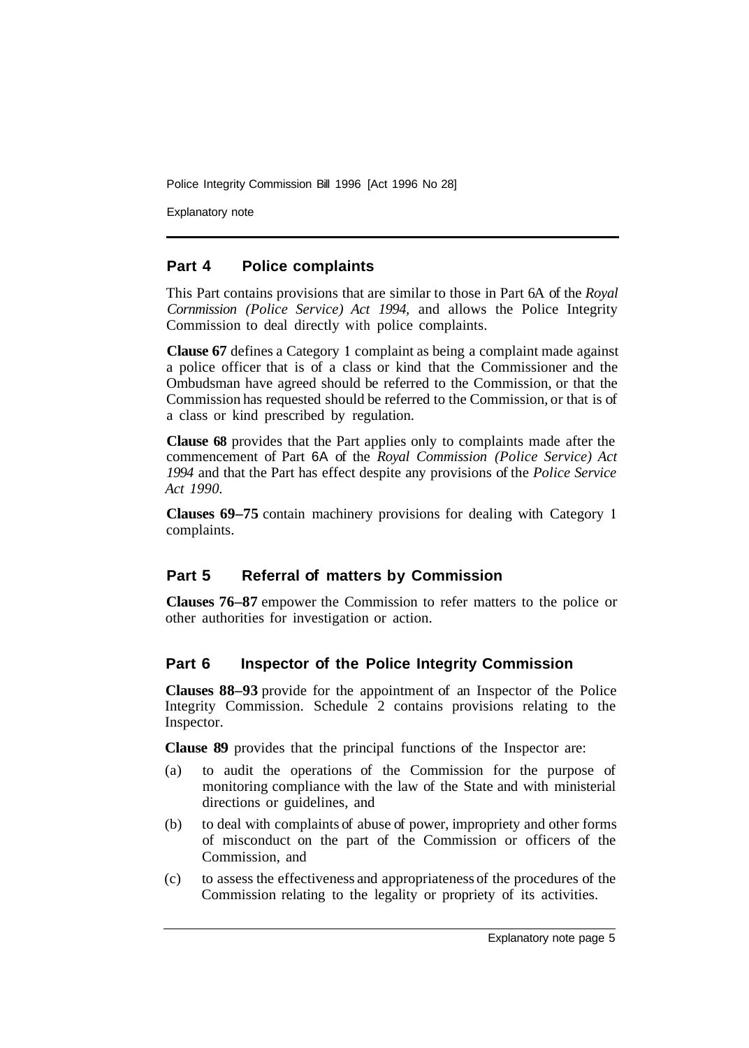## Part 4 Police complaints

This Part contains provisions that are similar to those in Part 6A of the *Royal Cornmission (Police Service) Act 1994,* and allows the Police Integrity Commission to deal directly with police complaints.

**Clause 67** defines a Category 1 complaint as being a complaint made against a police officer that is of a class or kind that the Commissioner and the Ombudsman have agreed should be referred to the Commission, or that the Commission has requested should be referred to the Commission, or that is of a class or kind prescribed by regulation.

**Clause 68** provides that the Part applies only to complaints made after the commencement of Part 6A of the *Royal Commission (Police Service) Act 1994* and that the Part has effect despite any provisions of the *Police Service Act 1990.*

**Clauses 69–75** contain machinery provisions for dealing with Category 1 complaints.

## Part 5 Referral of matters by Commission

**Clauses 76–87** empower the Commission to refer matters to the police or other authorities for investigation or action.

## Part 6 Inspector of the Police Integrity Commission

**Clauses 88–93** provide for the appointment of an Inspector of the Police Integrity Commission. Schedule 2 contains provisions relating to the Inspector.

**Clause 89** provides that the principal functions of the Inspector are:

(a) to audit the operations of the Commission for the purpose of monitoring compliance with the law of the State and with ministerial directions or guidelines, and

(b) to deal with complaints of abuse of power, impropriety and other forms of misconduct on the part of the Commission or officers of the Commission, and

(c) to assess the effectiveness and appropriateness of the procedures of the Commission relating to the legality or propriety of its activities.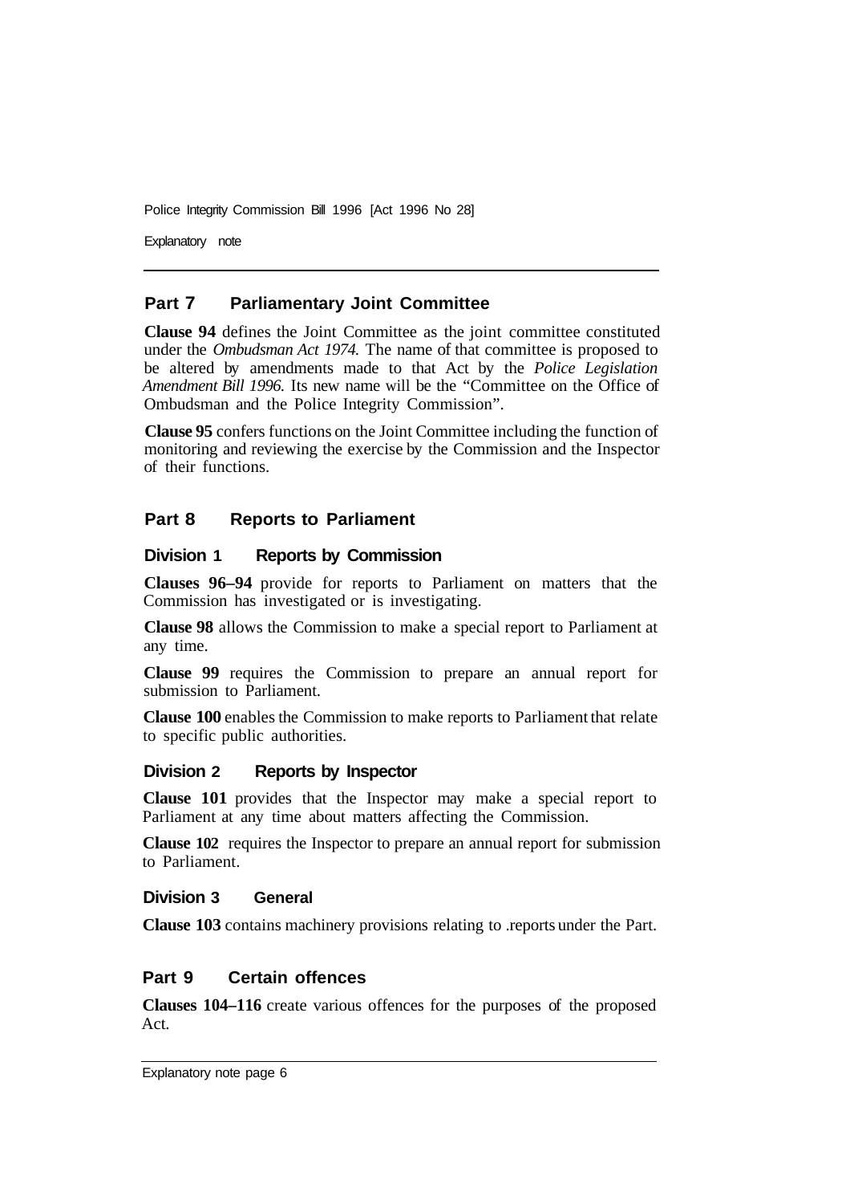## Part 7 Parliamentary Joint Committee

**Clause 94** defines the Joint Committee as the joint committee constituted under the *Ombudsman Act 1974.* The name of that committee is proposed to be altered by amendments made to that Act by the *Police Legislation Amendment Bill 1996.* Its new name will be the "Committee on the Office of Ombudsman and the Police Integrity Commission".

**Clause 95** confers functions on the Joint Committee including the function of monitoring and reviewing the exercise by the Commission and the Inspector of their functions.

## Part 8 Reports to Parliament

### Division 1 Reports by Commission

**Clauses 96–94** provide for reports to Parliament on matters that the Commission has investigated or is investigating.

**Clause 98** allows the Commission to make a special report to Parliament at any time.

**Clause 99** requires the Commission to prepare an annual report for submission to Parliament.

**Clause 100** enables the Commission to make reports to Parliament that relate to specific public authorities.

### Division 2 Reports by Inspector

**Clause 101** provides that the Inspector may make a special report to Parliament at any time about matters affecting the Commission.

**Clause 102** requires the Inspector to prepare an annual report for submission to Parliament.

### Division 3 General

**Clause 103** contains machinery provisions relating to .reports under the Part.

## Part 9 Certain offences

**Clauses 104–116** create various offences for the purposes of the proposed Act.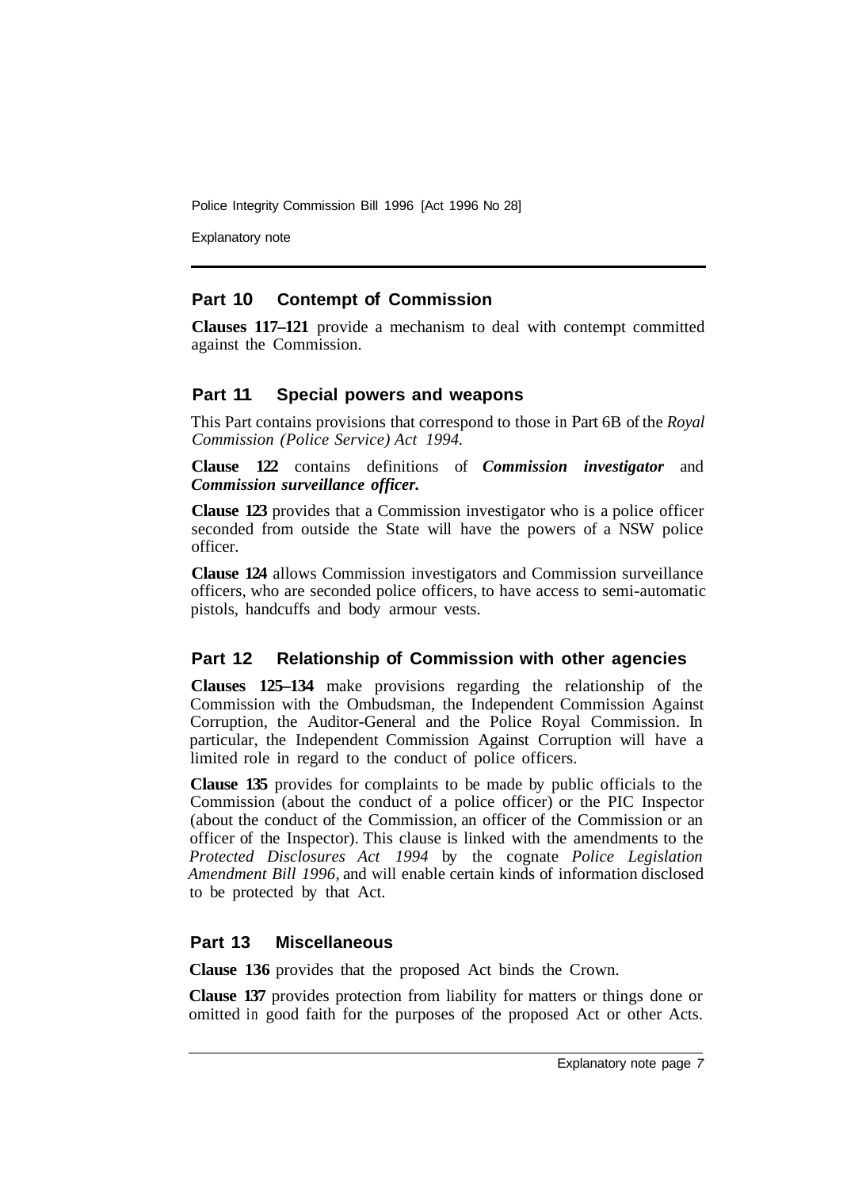## Part 10 Contempt of Commission

**Clauses 117–121** provide a mechanism to deal with contempt committed against the Commission.

## Part 11 Special powers and weapons

This Part contains provisions that correspond to those in Part 6B of the *Royal Commission (Police Service) Act 1994.*

**Clause 122** contains definitions of ***Commission investigator*** and ***Commission surveillance officer.***

**Clause 123** provides that a Commission investigator who is a police officer seconded from outside the State will have the powers of a NSW police officer.

**Clause 124** allows Commission investigators and Commission surveillance officers, who are seconded police officers, to have access to semi-automatic pistols, handcuffs and body armour vests.

## Part 12 Relationship of Commission with other agencies

**Clauses 125–134** make provisions regarding the relationship of the Commission with the Ombudsman, the Independent Commission Against Corruption, the Auditor-General and the Police Royal Commission. In particular, the Independent Commission Against Corruption will have a limited role in regard to the conduct of police officers.

**Clause 135** provides for complaints to be made by public officials to the Commission (about the conduct of a police officer) or the PIC Inspector (about the conduct of the Commission, an officer of the Commission or an officer of the Inspector). This clause is linked with the amendments to the *Protected Disclosures Act 1994* by the cognate *Police Legislation Amendment Bill 1996,* and will enable certain kinds of information disclosed to be protected by that Act.

## Part 13 Miscellaneous

**Clause 136** provides that the proposed Act binds the Crown.

**Clause 137** provides protection from liability for matters or things done or omitted in good faith for the purposes of the proposed Act or other Acts.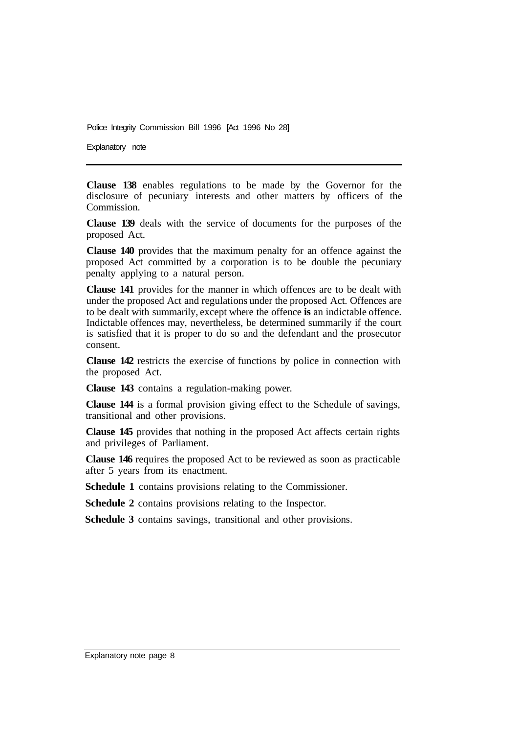**Clause 138** enables regulations to be made by the Governor for the disclosure of pecuniary interests and other matters by officers of the Commission.

**Clause 139** deals with the service of documents for the purposes of the proposed Act.

**Clause 140** provides that the maximum penalty for an offence against the proposed Act committed by a corporation is to be double the pecuniary penalty applying to a natural person.

**Clause 141** provides for the manner in which offences are to be dealt with under the proposed Act and regulations under the proposed Act. Offences are to be dealt with summarily, except where the offence **is** an indictable offence. Indictable offences may, nevertheless, be determined summarily if the court is satisfied that it is proper to do so and the defendant and the prosecutor consent.

**Clause 142** restricts the exercise of functions by police in connection with the proposed Act.

**Clause 143** contains a regulation-making power.

**Clause 144** is a formal provision giving effect to the Schedule of savings, transitional and other provisions.

**Clause 145** provides that nothing in the proposed Act affects certain rights and privileges of Parliament.

**Clause 146** requires the proposed Act to be reviewed as soon as practicable after 5 years from its enactment.

**Schedule 1** contains provisions relating to the Commissioner.

**Schedule 2** contains provisions relating to the Inspector.

**Schedule 3** contains savings, transitional and other provisions.